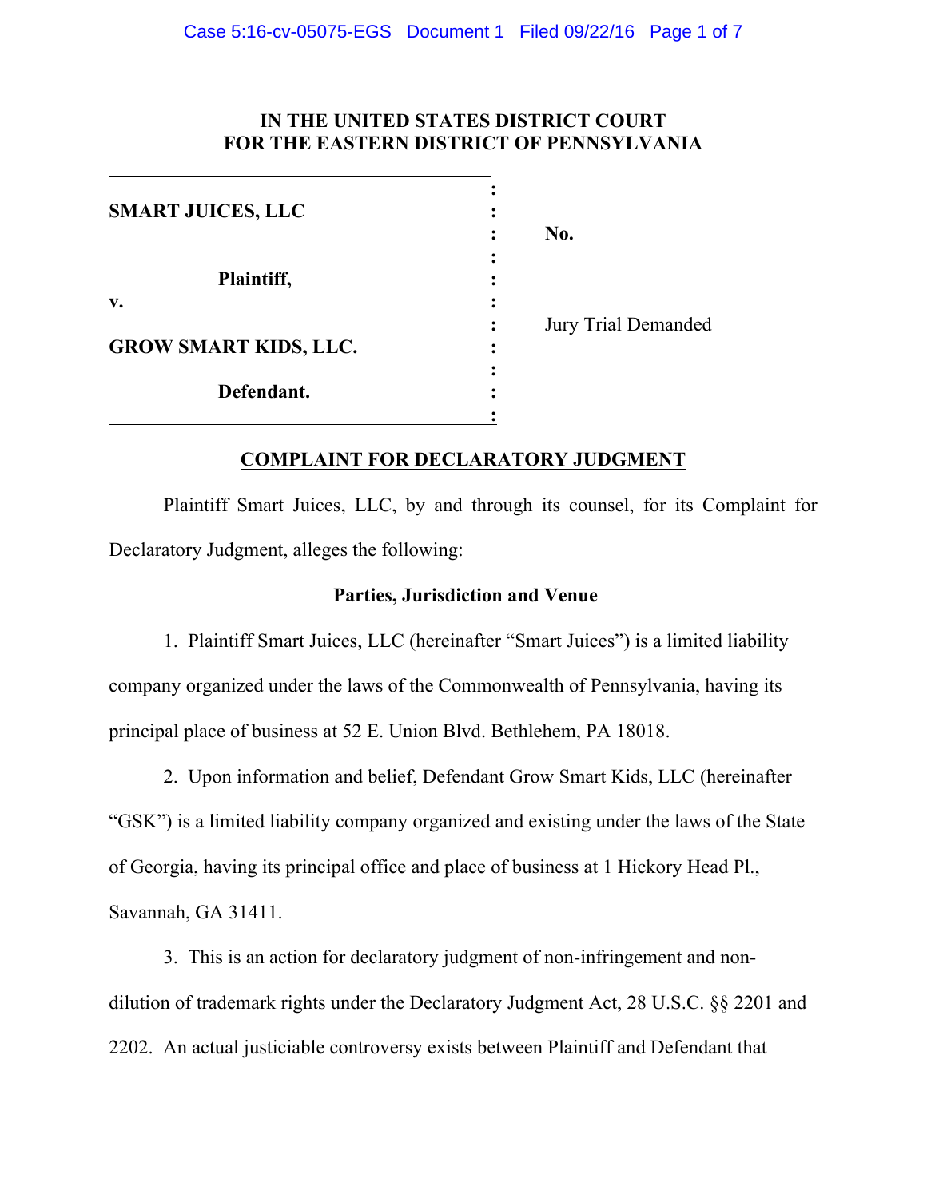# IN THE UNITED STATES DISTRICT COURT FOR THE EASTERN DISTRICT OF PENNSYLVANIA

| | |
|---|---|
| **SMART JUICES, LLC** | **No.** |
| **Plaintiff,** | |
| **v.** | Jury Trial Demanded |
| **GROW SMART KIDS, LLC.** | |
| **Defendant.** | |

## COMPLAINT FOR DECLARATORY JUDGMENT

Plaintiff Smart Juices, LLC, by and through its counsel, for its Complaint for Declaratory Judgment, alleges the following:

### Parties, Jurisdiction and Venue

1. Plaintiff Smart Juices, LLC (hereinafter "Smart Juices") is a limited liability company organized under the laws of the Commonwealth of Pennsylvania, having its principal place of business at 52 E. Union Blvd. Bethlehem, PA 18018.

2. Upon information and belief, Defendant Grow Smart Kids, LLC (hereinafter "GSK") is a limited liability company organized and existing under the laws of the State of Georgia, having its principal office and place of business at 1 Hickory Head Pl., Savannah, GA 31411.

3. This is an action for declaratory judgment of non-infringement and non-dilution of trademark rights under the Declaratory Judgment Act, 28 U.S.C. §§ 2201 and 2202. An actual justiciable controversy exists between Plaintiff and Defendant that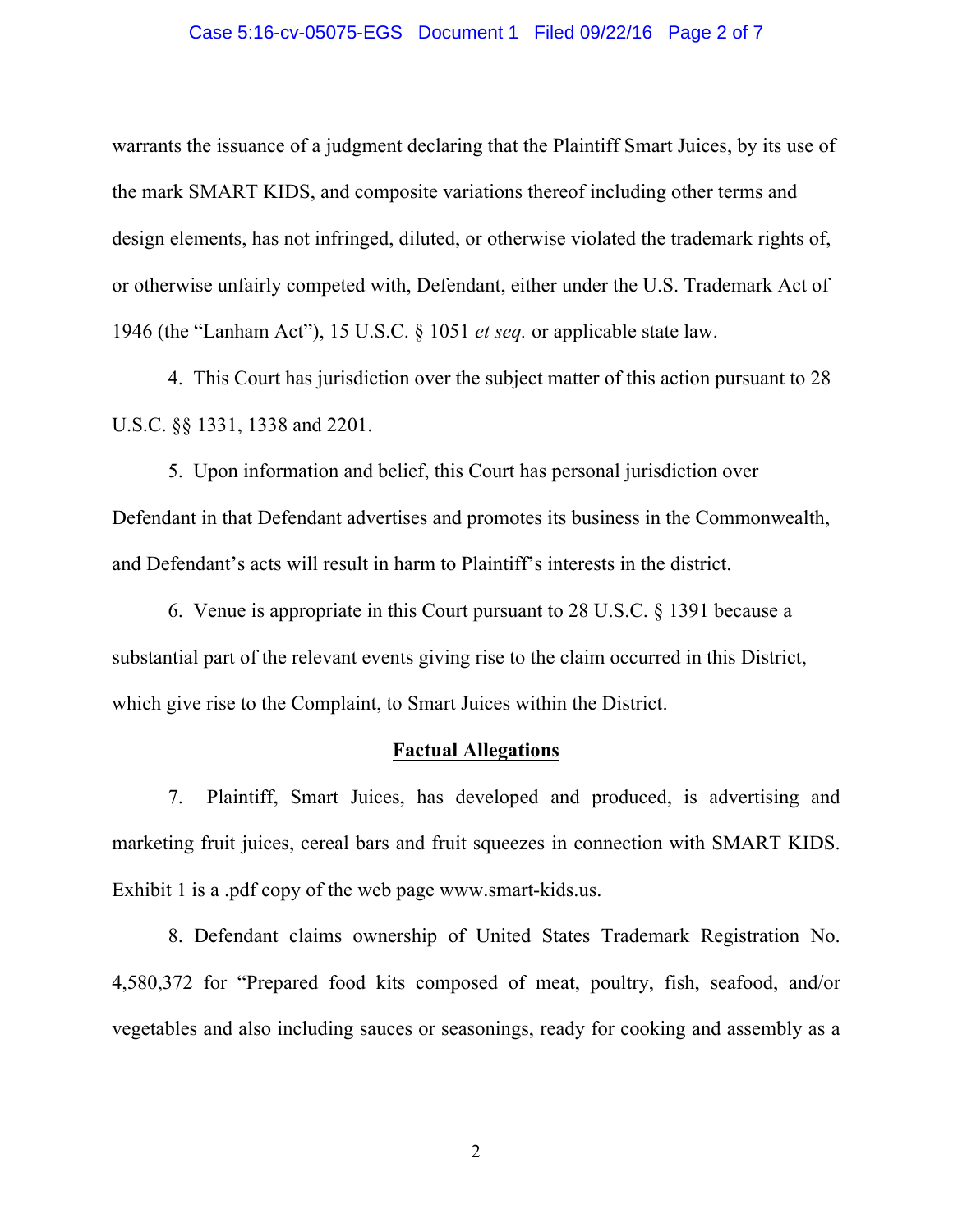warrants the issuance of a judgment declaring that the Plaintiff Smart Juices, by its use of the mark SMART KIDS, and composite variations thereof including other terms and design elements, has not infringed, diluted, or otherwise violated the trademark rights of, or otherwise unfairly competed with, Defendant, either under the U.S. Trademark Act of 1946 (the "Lanham Act"), 15 U.S.C. § 1051 *et seq.* or applicable state law.

4. This Court has jurisdiction over the subject matter of this action pursuant to 28 U.S.C. §§ 1331, 1338 and 2201.

5. Upon information and belief, this Court has personal jurisdiction over Defendant in that Defendant advertises and promotes its business in the Commonwealth, and Defendant's acts will result in harm to Plaintiff's interests in the district.

6. Venue is appropriate in this Court pursuant to 28 U.S.C. § 1391 because a substantial part of the relevant events giving rise to the claim occurred in this District, which give rise to the Complaint, to Smart Juices within the District.

**Factual Allegations**

7. Plaintiff, Smart Juices, has developed and produced, is advertising and marketing fruit juices, cereal bars and fruit squeezes in connection with SMART KIDS. Exhibit 1 is a .pdf copy of the web page www.smart-kids.us.

8. Defendant claims ownership of United States Trademark Registration No. 4,580,372 for "Prepared food kits composed of meat, poultry, fish, seafood, and/or vegetables and also including sauces or seasonings, ready for cooking and assembly as a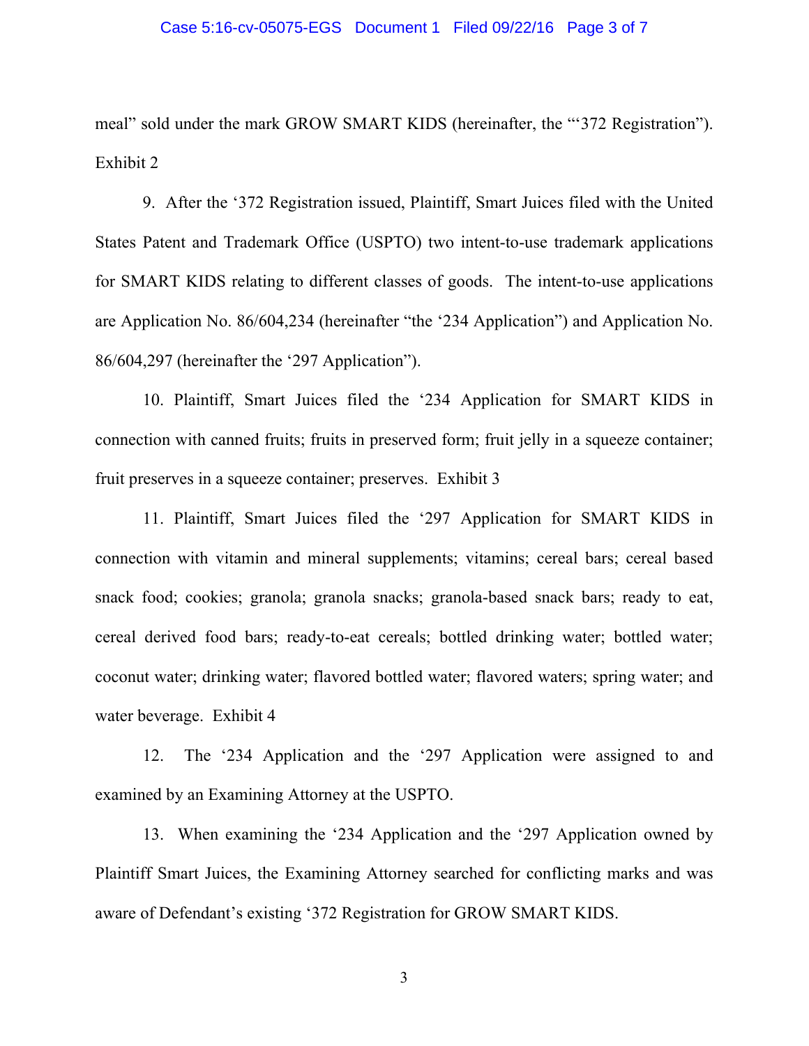meal" sold under the mark GROW SMART KIDS (hereinafter, the "'372 Registration"). Exhibit 2

9. After the '372 Registration issued, Plaintiff, Smart Juices filed with the United States Patent and Trademark Office (USPTO) two intent-to-use trademark applications for SMART KIDS relating to different classes of goods. The intent-to-use applications are Application No. 86/604,234 (hereinafter "the '234 Application") and Application No. 86/604,297 (hereinafter the '297 Application").

10. Plaintiff, Smart Juices filed the '234 Application for SMART KIDS in connection with canned fruits; fruits in preserved form; fruit jelly in a squeeze container; fruit preserves in a squeeze container; preserves. Exhibit 3

11. Plaintiff, Smart Juices filed the '297 Application for SMART KIDS in connection with vitamin and mineral supplements; vitamins; cereal bars; cereal based snack food; cookies; granola; granola snacks; granola-based snack bars; ready to eat, cereal derived food bars; ready-to-eat cereals; bottled drinking water; bottled water; coconut water; drinking water; flavored bottled water; flavored waters; spring water; and water beverage. Exhibit 4

12. The '234 Application and the '297 Application were assigned to and examined by an Examining Attorney at the USPTO.

13. When examining the '234 Application and the '297 Application owned by Plaintiff Smart Juices, the Examining Attorney searched for conflicting marks and was aware of Defendant's existing '372 Registration for GROW SMART KIDS.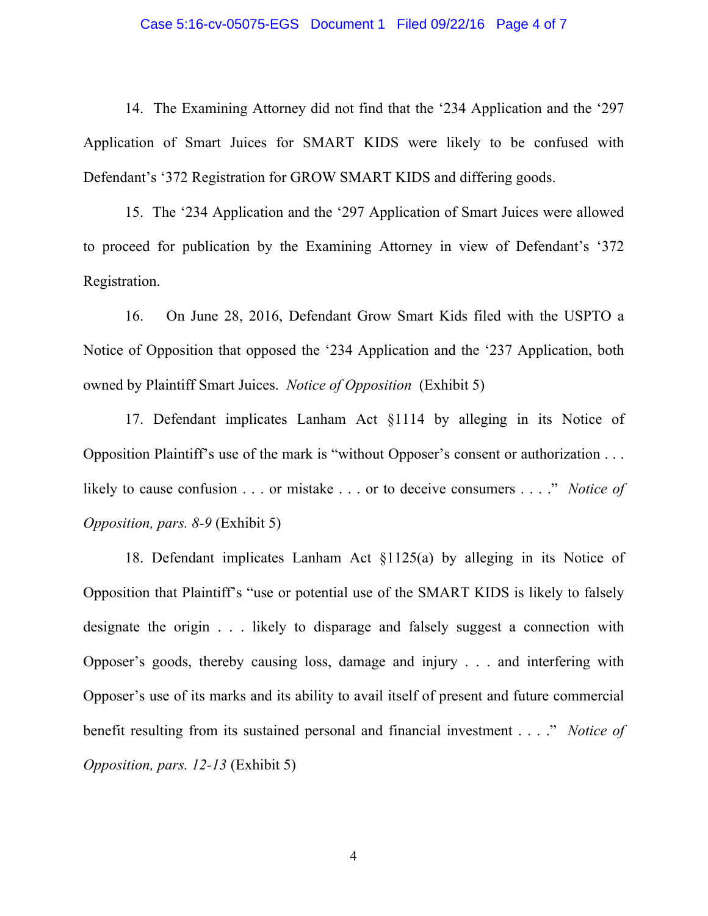14. The Examining Attorney did not find that the '234 Application and the '297 Application of Smart Juices for SMART KIDS were likely to be confused with Defendant's '372 Registration for GROW SMART KIDS and differing goods.

15. The '234 Application and the '297 Application of Smart Juices were allowed to proceed for publication by the Examining Attorney in view of Defendant's '372 Registration.

16. On June 28, 2016, Defendant Grow Smart Kids filed with the USPTO a Notice of Opposition that opposed the '234 Application and the '237 Application, both owned by Plaintiff Smart Juices. *Notice of Opposition* (Exhibit 5)

17. Defendant implicates Lanham Act §1114 by alleging in its Notice of Opposition Plaintiff's use of the mark is "without Opposer's consent or authorization . . . likely to cause confusion . . . or mistake . . . or to deceive consumers . . . ." *Notice of Opposition, pars. 8-9* (Exhibit 5)

18. Defendant implicates Lanham Act §1125(a) by alleging in its Notice of Opposition that Plaintiff's "use or potential use of the SMART KIDS is likely to falsely designate the origin . . . likely to disparage and falsely suggest a connection with Opposer's goods, thereby causing loss, damage and injury . . . and interfering with Opposer's use of its marks and its ability to avail itself of present and future commercial benefit resulting from its sustained personal and financial investment . . . ." *Notice of Opposition, pars. 12-13* (Exhibit 5)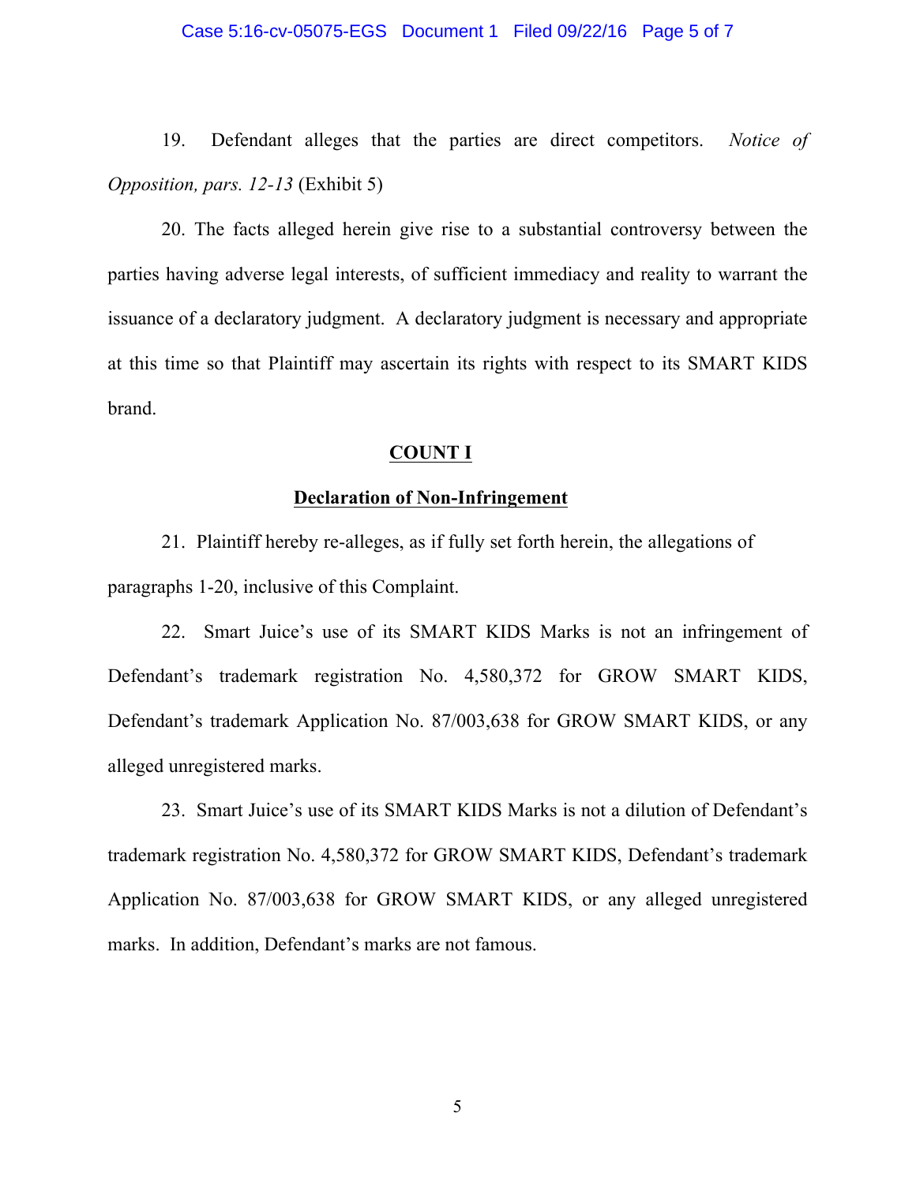19. Defendant alleges that the parties are direct competitors. *Notice of Opposition, pars. 12-13* (Exhibit 5)

20. The facts alleged herein give rise to a substantial controversy between the parties having adverse legal interests, of sufficient immediacy and reality to warrant the issuance of a declaratory judgment. A declaratory judgment is necessary and appropriate at this time so that Plaintiff may ascertain its rights with respect to its SMART KIDS brand.

## COUNT I

### Declaration of Non-Infringement

21. Plaintiff hereby re-alleges, as if fully set forth herein, the allegations of paragraphs 1-20, inclusive of this Complaint.

22. Smart Juice's use of its SMART KIDS Marks is not an infringement of Defendant's trademark registration No. 4,580,372 for GROW SMART KIDS, Defendant's trademark Application No. 87/003,638 for GROW SMART KIDS, or any alleged unregistered marks.

23. Smart Juice's use of its SMART KIDS Marks is not a dilution of Defendant's trademark registration No. 4,580,372 for GROW SMART KIDS, Defendant's trademark Application No. 87/003,638 for GROW SMART KIDS, or any alleged unregistered marks. In addition, Defendant's marks are not famous.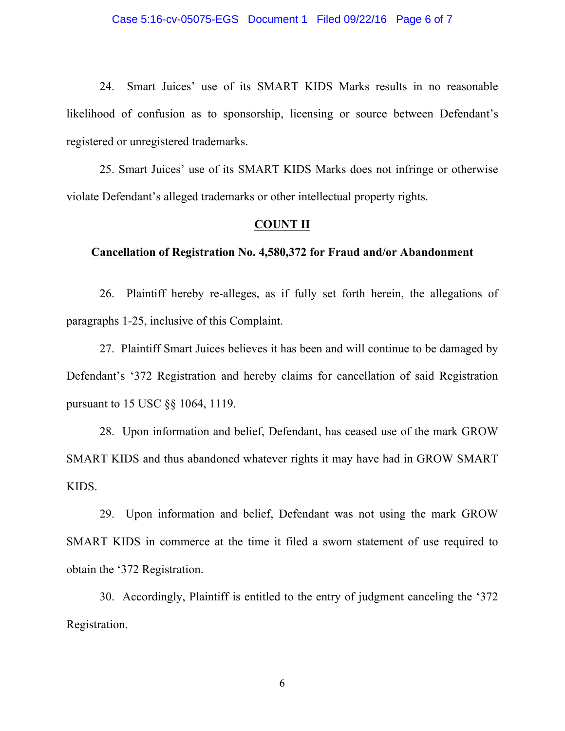24. Smart Juices' use of its SMART KIDS Marks results in no reasonable likelihood of confusion as to sponsorship, licensing or source between Defendant's registered or unregistered trademarks.

25. Smart Juices' use of its SMART KIDS Marks does not infringe or otherwise violate Defendant's alleged trademarks or other intellectual property rights.

## COUNT II

### Cancellation of Registration No. 4,580,372 for Fraud and/or Abandonment

26. Plaintiff hereby re-alleges, as if fully set forth herein, the allegations of paragraphs 1-25, inclusive of this Complaint.

27. Plaintiff Smart Juices believes it has been and will continue to be damaged by Defendant's '372 Registration and hereby claims for cancellation of said Registration pursuant to 15 USC §§ 1064, 1119.

28. Upon information and belief, Defendant, has ceased use of the mark GROW SMART KIDS and thus abandoned whatever rights it may have had in GROW SMART KIDS.

29. Upon information and belief, Defendant was not using the mark GROW SMART KIDS in commerce at the time it filed a sworn statement of use required to obtain the '372 Registration.

30. Accordingly, Plaintiff is entitled to the entry of judgment canceling the '372 Registration.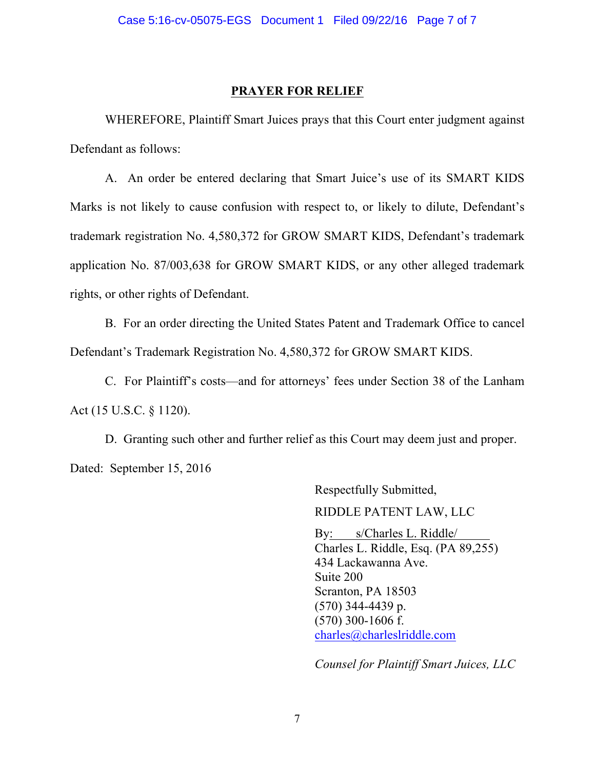## PRAYER FOR RELIEF

WHEREFORE, Plaintiff Smart Juices prays that this Court enter judgment against Defendant as follows:

A. An order be entered declaring that Smart Juice's use of its SMART KIDS Marks is not likely to cause confusion with respect to, or likely to dilute, Defendant's trademark registration No. 4,580,372 for GROW SMART KIDS, Defendant's trademark application No. 87/003,638 for GROW SMART KIDS, or any other alleged trademark rights, or other rights of Defendant.

B. For an order directing the United States Patent and Trademark Office to cancel Defendant's Trademark Registration No. 4,580,372 for GROW SMART KIDS.

C. For Plaintiff's costs—and for attorneys' fees under Section 38 of the Lanham Act (15 U.S.C. § 1120).

D. Granting such other and further relief as this Court may deem just and proper.

Dated: September 15, 2016

Respectfully Submitted,

RIDDLE PATENT LAW, LLC

By: s/Charles L. Riddle/
Charles L. Riddle, Esq. (PA 89,255)
434 Lackawanna Ave.
Suite 200
Scranton, PA 18503
(570) 344-4439 p.
(570) 300-1606 f.
charles@charleslriddle.com

*Counsel for Plaintiff Smart Juices, LLC*